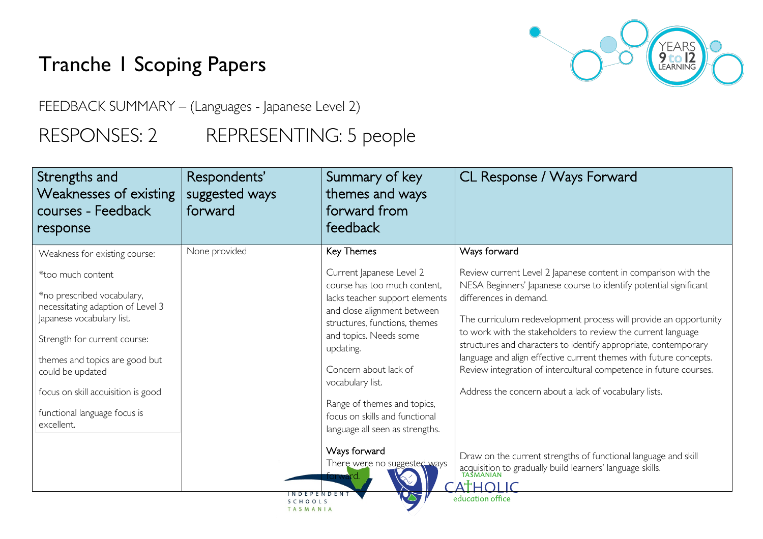# Tranche 1 Scoping Papers

FEEDBACK SUMMARY – (Languages - Japanese Level 2)

RESPONSES: 2 REPRESENTING: 5 people

| Strengths and Weaknesses of existing courses - Feedback response | Respondents' suggested ways forward | Summary of key themes and ways forward from feedback | CL Response / Ways Forward |
|---|---|---|---|
| Weakness for existing course:<br><br>*too much content<br><br>*no prescribed vocabulary, necessitating adaption of Level 3 Japanese vocabulary list.<br><br>Strength for current course:<br><br>themes and topics are good but could be updated<br><br>focus on skill acquisition is good<br><br>functional language focus is excellent. | None provided | Key Themes<br><br>Current Japanese Level 2 course has too much content, lacks teacher support elements and close alignment between structures, functions, themes and topics. Needs some updating.<br><br>Concern about lack of vocabulary list.<br><br>Range of themes and topics, focus on skills and functional language all seen as strengths.<br><br>Ways forward<br><br>There were no suggested ways forward. | Ways forward<br><br>Review current Level 2 Japanese content in comparison with the NESA Beginners' Japanese course to identify potential significant differences in demand.<br><br>The curriculum redevelopment process will provide an opportunity to work with the stakeholders to review the current language structures and characters to identify appropriate, contemporary language and align effective current themes with future concepts. Review integration of intercultural competence in future courses.<br><br>Address the concern about a lack of vocabulary lists.<br><br>Draw on the current strengths of functional language and skill acquisition to gradually build learners' language skills. |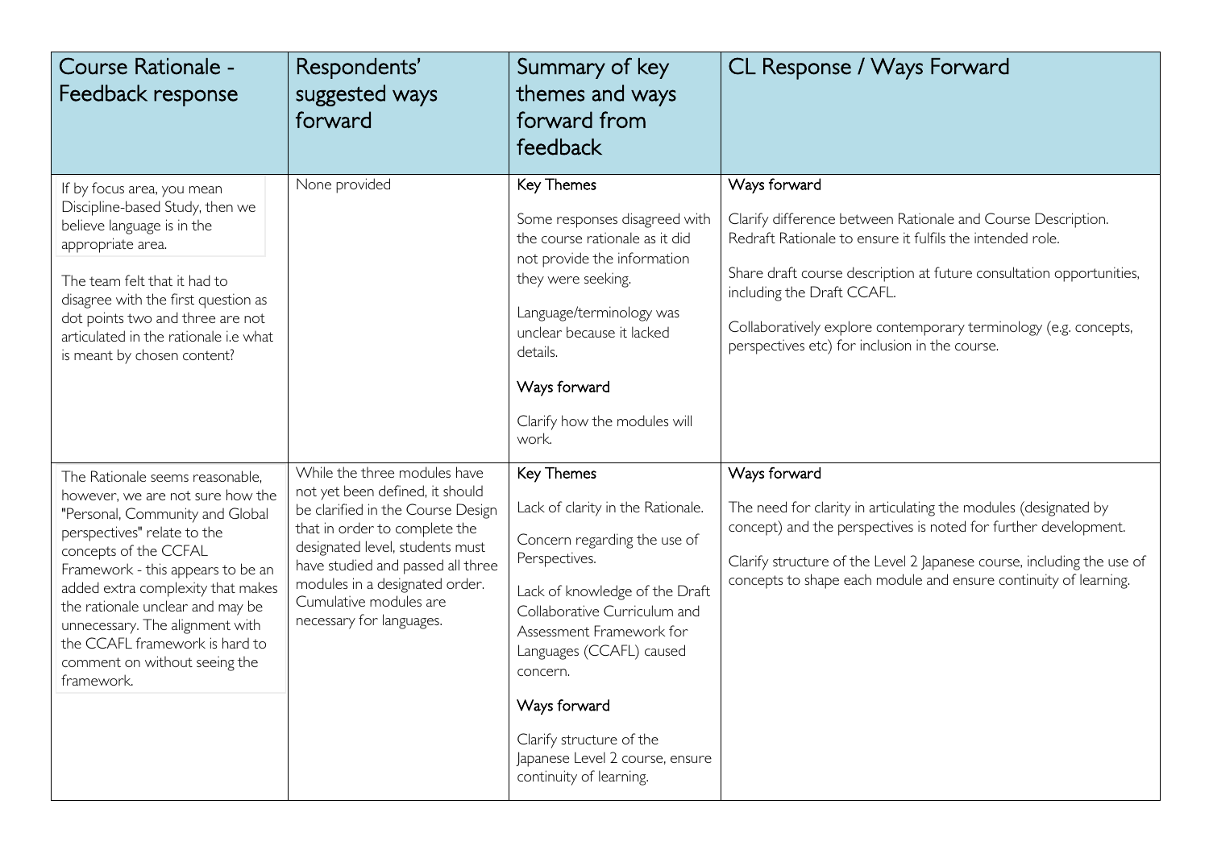| Course Rationale - Feedback response | Respondents' suggested ways forward | Summary of key themes and ways forward from feedback | CL Response / Ways Forward |
|---|---|---|---|
| If by focus area, you mean Discipline-based Study, then we believe language is in the appropriate area.<br><br>The team felt that it had to disagree with the first question as dot points two and three are not articulated in the rationale i.e what is meant by chosen content? | None provided | Key Themes<br><br>Some responses disagreed with the course rationale as it did not provide the information they were seeking.<br><br>Language/terminology was unclear because it lacked details.<br><br>Ways forward<br><br>Clarify how the modules will work. | Ways forward<br><br>Clarify difference between Rationale and Course Description. Redraft Rationale to ensure it fulfils the intended role.<br><br>Share draft course description at future consultation opportunities, including the Draft CCAFL.<br><br>Collaboratively explore contemporary terminology (e.g. concepts, perspectives etc) for inclusion in the course. |
| The Rationale seems reasonable, however, we are not sure how the "Personal, Community and Global perspectives" relate to the concepts of the CCFAL Framework - this appears to be an added extra complexity that makes the rationale unclear and may be unnecessary. The alignment with the CCAFL framework is hard to comment on without seeing the framework. | While the three modules have not yet been defined, it should be clarified in the Course Design that in order to complete the designated level, students must have studied and passed all three modules in a designated order. Cumulative modules are necessary for languages. | Key Themes<br><br>Lack of clarity in the Rationale.<br><br>Concern regarding the use of Perspectives.<br><br>Lack of knowledge of the Draft Collaborative Curriculum and Assessment Framework for Languages (CCAFL) caused concern.<br><br>Ways forward<br><br>Clarify structure of the Japanese Level 2 course, ensure continuity of learning. | Ways forward<br><br>The need for clarity in articulating the modules (designated by concept) and the perspectives is noted for further development.<br><br>Clarify structure of the Level 2 Japanese course, including the use of concepts to shape each module and ensure continuity of learning. |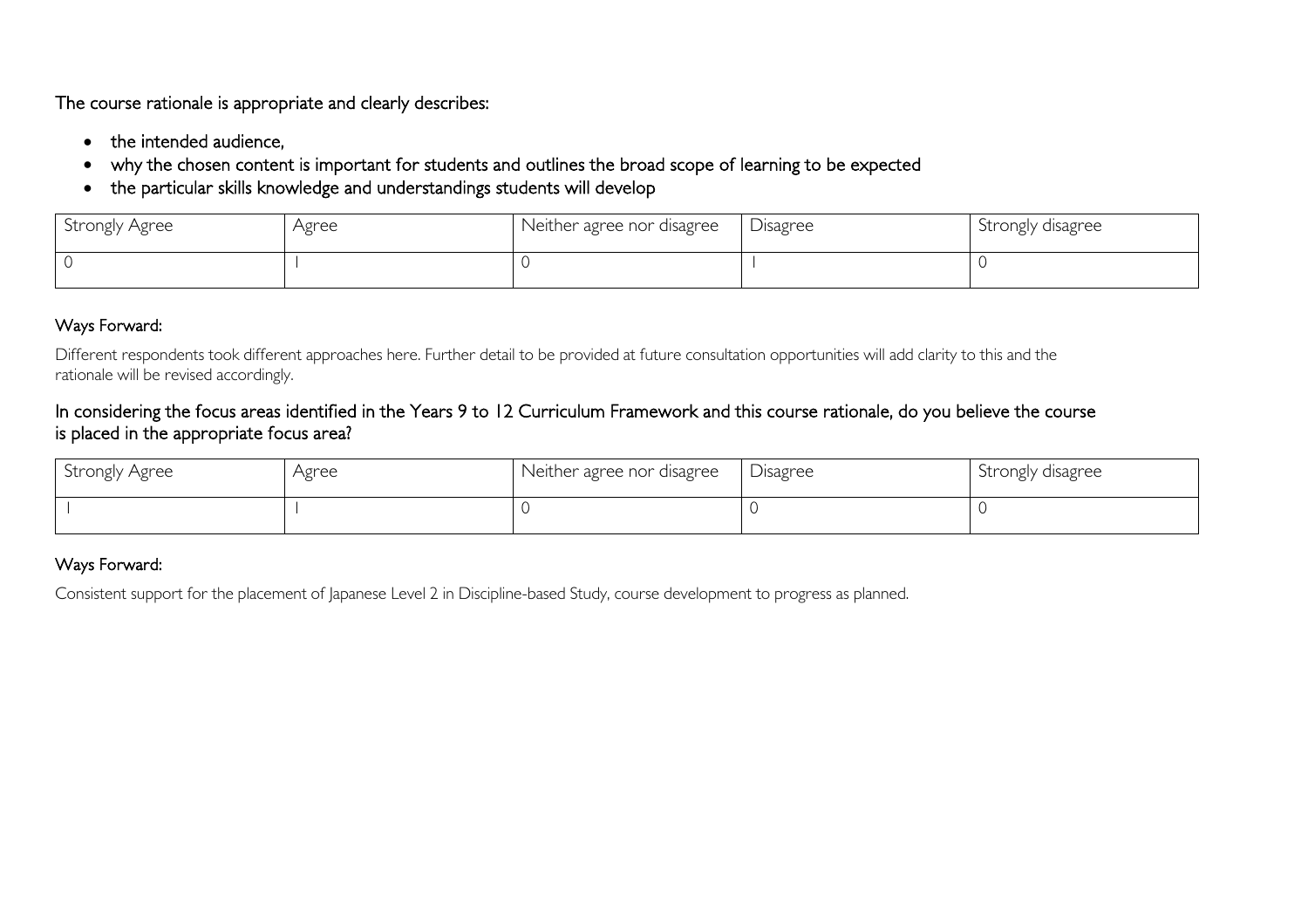The course rationale is appropriate and clearly describes:

- the intended audience,
- why the chosen content is important for students and outlines the broad scope of learning to be expected
- the particular skills knowledge and understandings students will develop

| Strongly Agree | Agree | Neither agree nor disagree | Disagree | Strongly disagree |
|---|---|---|---|---|
| 0 | 1 | 0 | 1 | 0 |

Ways Forward:

Different respondents took different approaches here. Further detail to be provided at future consultation opportunities will add clarity to this and the rationale will be revised accordingly.

In considering the focus areas identified in the Years 9 to 12 Curriculum Framework and this course rationale, do you believe the course is placed in the appropriate focus area?

| Strongly Agree | Agree | Neither agree nor disagree | Disagree | Strongly disagree |
|---|---|---|---|---|
| 1 | 1 | 0 | 0 | 0 |

Ways Forward:

Consistent support for the placement of Japanese Level 2 in Discipline-based Study, course development to progress as planned.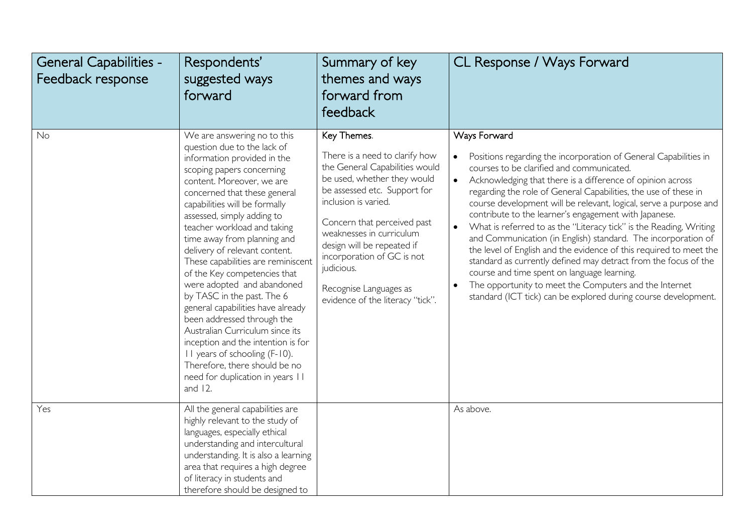| General Capabilities - Feedback response | Respondents' suggested ways forward | Summary of key themes and ways forward from feedback | CL Response / Ways Forward |
|---|---|---|---|
| No | We are answering no to this question due to the lack of information provided in the scoping papers concerning content. Moreover, we are concerned that these general capabilities will be formally assessed, simply adding to teacher workload and taking time away from planning and delivery of relevant content. These capabilities are reminiscent of the Key competencies that were adopted and abandoned by TASC in the past. The 6 general capabilities have already been addressed through the Australian Curriculum since its inception and the intention is for 11 years of schooling (F-10). Therefore, there should be no need for duplication in years 11 and 12. | Key Themes.<br><br>There is a need to clarify how the General Capabilities would be used, whether they would be assessed etc. Support for inclusion is varied.<br><br>Concern that perceived past weaknesses in curriculum design will be repeated if incorporation of GC is not judicious.<br><br>Recognise Languages as evidence of the literacy "tick". | Ways Forward<br><br>• Positions regarding the incorporation of General Capabilities in courses to be clarified and communicated.<br>• Acknowledging that there is a difference of opinion across regarding the role of General Capabilities, the use of these in course development will be relevant, logical, serve a purpose and contribute to the learner's engagement with Japanese.<br>• What is referred to as the "Literacy tick" is the Reading, Writing and Communication (in English) standard. The incorporation of the level of English and the evidence of this required to meet the standard as currently defined may detract from the focus of the course and time spent on language learning.<br>• The opportunity to meet the Computers and the Internet standard (ICT tick) can be explored during course development. |
| Yes | All the general capabilities are highly relevant to the study of languages, especially ethical understanding and intercultural understanding. It is also a learning area that requires a high degree of literacy in students and therefore should be designed to | | As above. |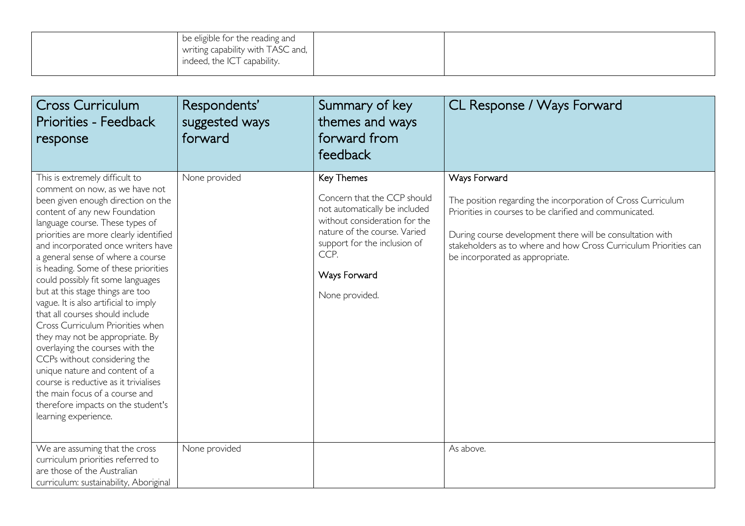| | be eligible for the reading and writing capability with TASC and, indeed, the ICT capability. | | |
|---|---|---|---|

| Cross Curriculum Priorities - Feedback response | Respondents' suggested ways forward | Summary of key themes and ways forward from feedback | CL Response / Ways Forward |
|---|---|---|---|
| This is extremely difficult to comment on now, as we have not been given enough direction on the content of any new Foundation language course. These types of priorities are more clearly identified and incorporated once writers have a general sense of where a course is heading. Some of these priorities could possibly fit some languages but at this stage things are too vague. It is also artificial to imply that all courses should include Cross Curriculum Priorities when they may not be appropriate. By overlaying the courses with the CCPs without considering the unique nature and content of a course is reductive as it trivialises the main focus of a course and therefore impacts on the student's learning experience. | None provided | Key Themes<br><br>Concern that the CCP should not automatically be included without consideration for the nature of the course. Varied support for the inclusion of CCP.<br><br>Ways Forward<br><br>None provided. | Ways Forward<br><br>The position regarding the incorporation of Cross Curriculum Priorities in courses to be clarified and communicated.<br><br>During course development there will be consultation with stakeholders as to where and how Cross Curriculum Priorities can be incorporated as appropriate. |
| We are assuming that the cross curriculum priorities referred to are those of the Australian curriculum: sustainability, Aboriginal | None provided | | As above. |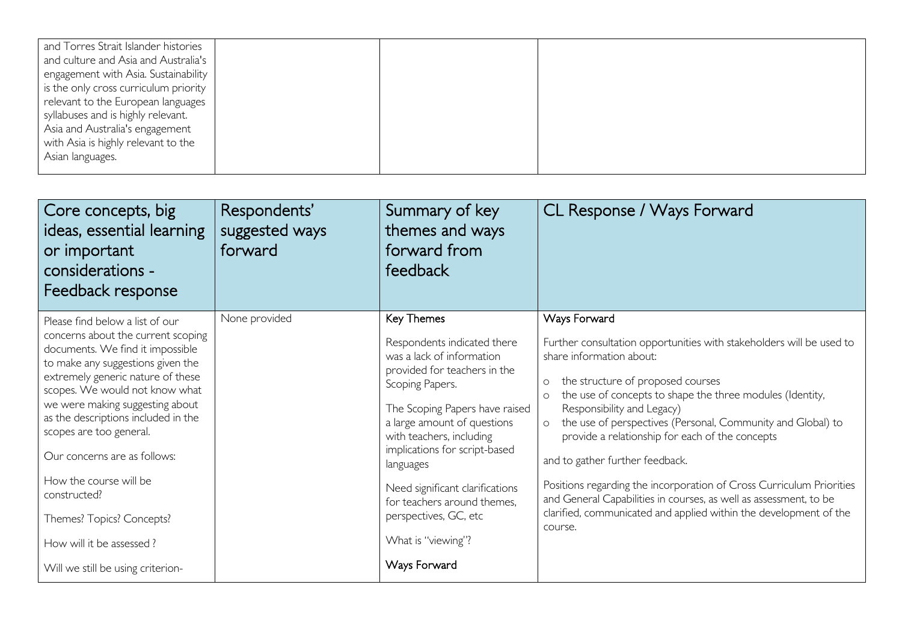| | | | |
|---|---|---|---|
| and Torres Strait Islander histories and culture and Asia and Australia's engagement with Asia. Sustainability is the only cross curriculum priority relevant to the European languages syllabuses and is highly relevant. Asia and Australia's engagement with Asia is highly relevant to the Asian languages. | | | |

| Core concepts, big ideas, essential learning or important considerations - Feedback response | Respondents' suggested ways forward | Summary of key themes and ways forward from feedback | CL Response / Ways Forward |
|---|---|---|---|
| Please find below a list of our concerns about the current scoping documents. We find it impossible to make any suggestions given the extremely generic nature of these scopes. We would not know what we were making suggesting about as the descriptions included in the scopes are too general.<br><br>Our concerns are as follows:<br><br>How the course will be constructed?<br><br>Themes? Topics? Concepts?<br><br>How will it be assessed ?<br><br>Will we still be using criterion- | None provided | **Key Themes**<br><br>Respondents indicated there was a lack of information provided for teachers in the Scoping Papers.<br><br>The Scoping Papers have raised a large amount of questions with teachers, including implications for script-based languages<br><br>Need significant clarifications for teachers around themes, perspectives, GC, etc<br><br>What is "viewing"?<br><br>**Ways Forward** | **Ways Forward**<br><br>Further consultation opportunities with stakeholders will be used to share information about:<br><br>o the structure of proposed courses<br>o the use of concepts to shape the three modules (Identity, Responsibility and Legacy)<br>o the use of perspectives (Personal, Community and Global) to provide a relationship for each of the concepts<br><br>and to gather further feedback.<br><br>Positions regarding the incorporation of Cross Curriculum Priorities and General Capabilities in courses, as well as assessment, to be clarified, communicated and applied within the development of the course. |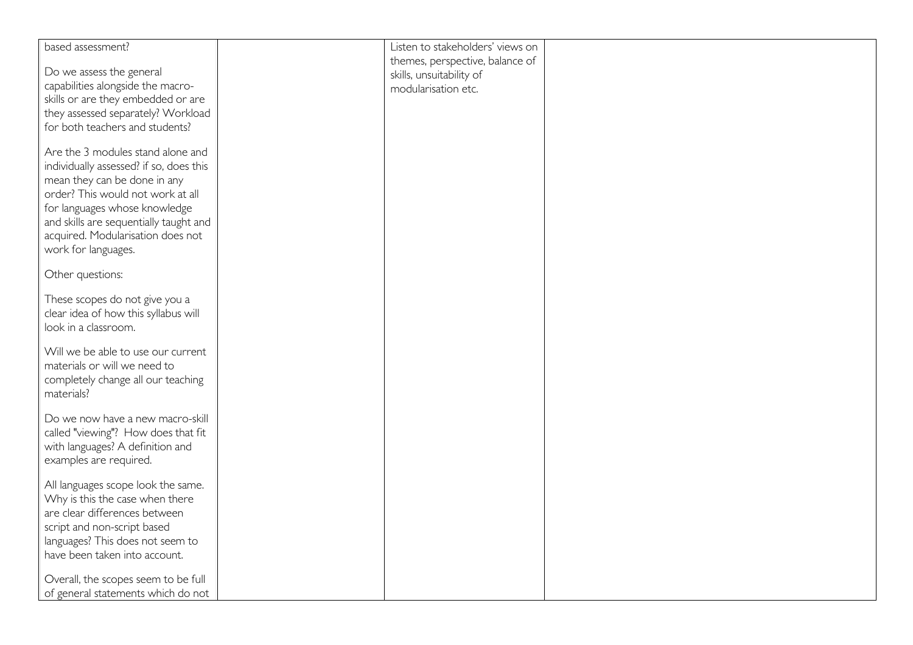| | | | |
|---|---|---|---|
| based assessment?<br><br>Do we assess the general capabilities alongside the macro-skills or are they embedded or are they assessed separately? Workload for both teachers and students?<br><br>Are the 3 modules stand alone and individually assessed? if so, does this mean they can be done in any order? This would not work at all for languages whose knowledge and skills are sequentially taught and acquired. Modularisation does not work for languages.<br><br>Other questions:<br><br>These scopes do not give you a clear idea of how this syllabus will look in a classroom.<br><br>Will we be able to use our current materials or will we need to completely change all our teaching materials?<br><br>Do we now have a new macro-skill called "viewing"? How does that fit with languages? A definition and examples are required.<br><br>All languages scope look the same. Why is this the case when there are clear differences between script and non-script based languages? This does not seem to have been taken into account.<br><br>Overall, the scopes seem to be full of general statements which do not | | Listen to stakeholders' views on themes, perspective, balance of skills, unsuitability of modularisation etc. | |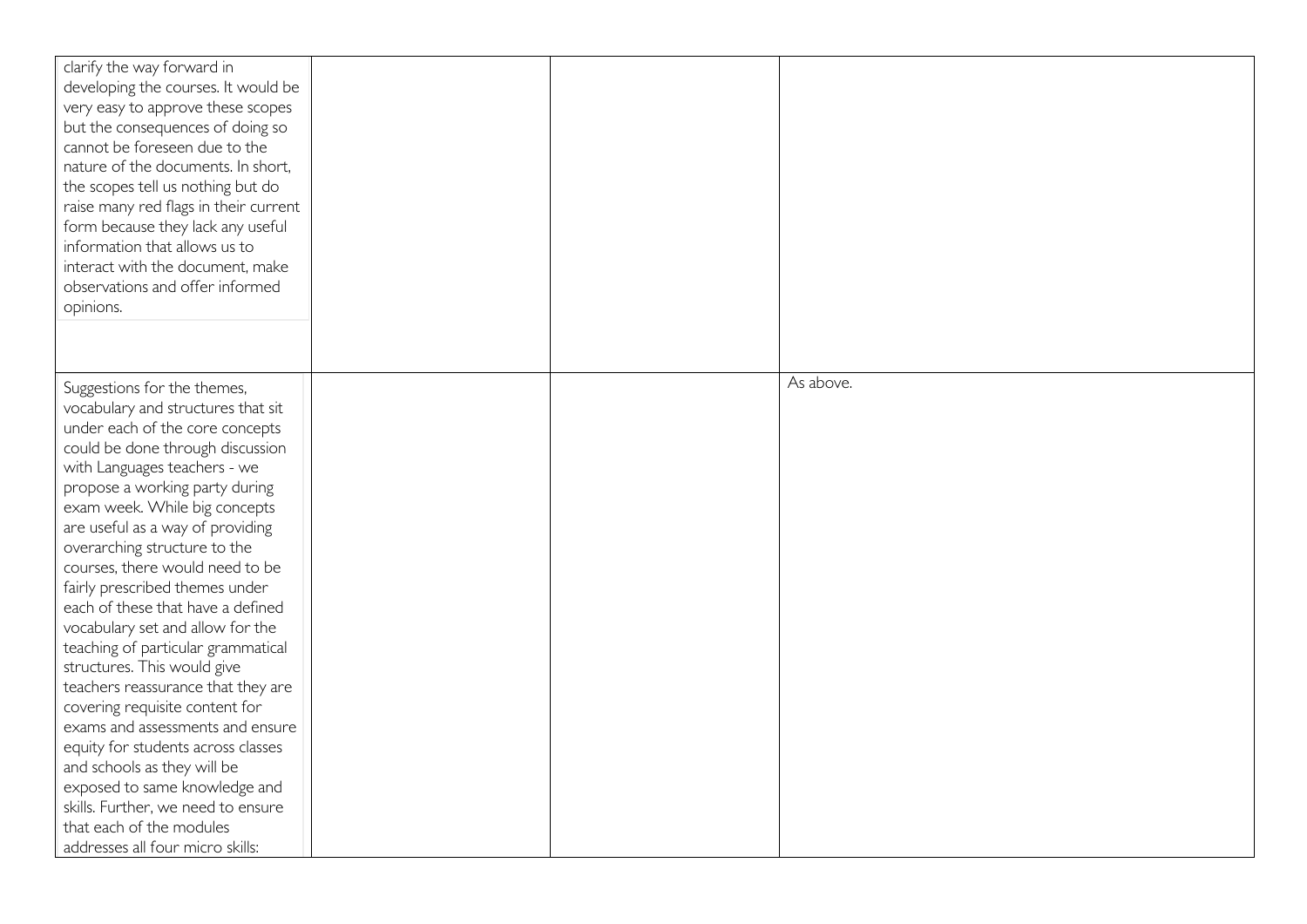| | | | |
|---|---|---|---|
| clarify the way forward in developing the courses. It would be very easy to approve these scopes but the consequences of doing so cannot be foreseen due to the nature of the documents. In short, the scopes tell us nothing but do raise many red flags in their current form because they lack any useful information that allows us to interact with the document, make observations and offer informed opinions. | | | |
| Suggestions for the themes, vocabulary and structures that sit under each of the core concepts could be done through discussion with Languages teachers - we propose a working party during exam week. While big concepts are useful as a way of providing overarching structure to the courses, there would need to be fairly prescribed themes under each of these that have a defined vocabulary set and allow for the teaching of particular grammatical structures. This would give teachers reassurance that they are covering requisite content for exams and assessments and ensure equity for students across classes and schools as they will be exposed to same knowledge and skills. Further, we need to ensure that each of the modules addresses all four micro skills: | | | As above. |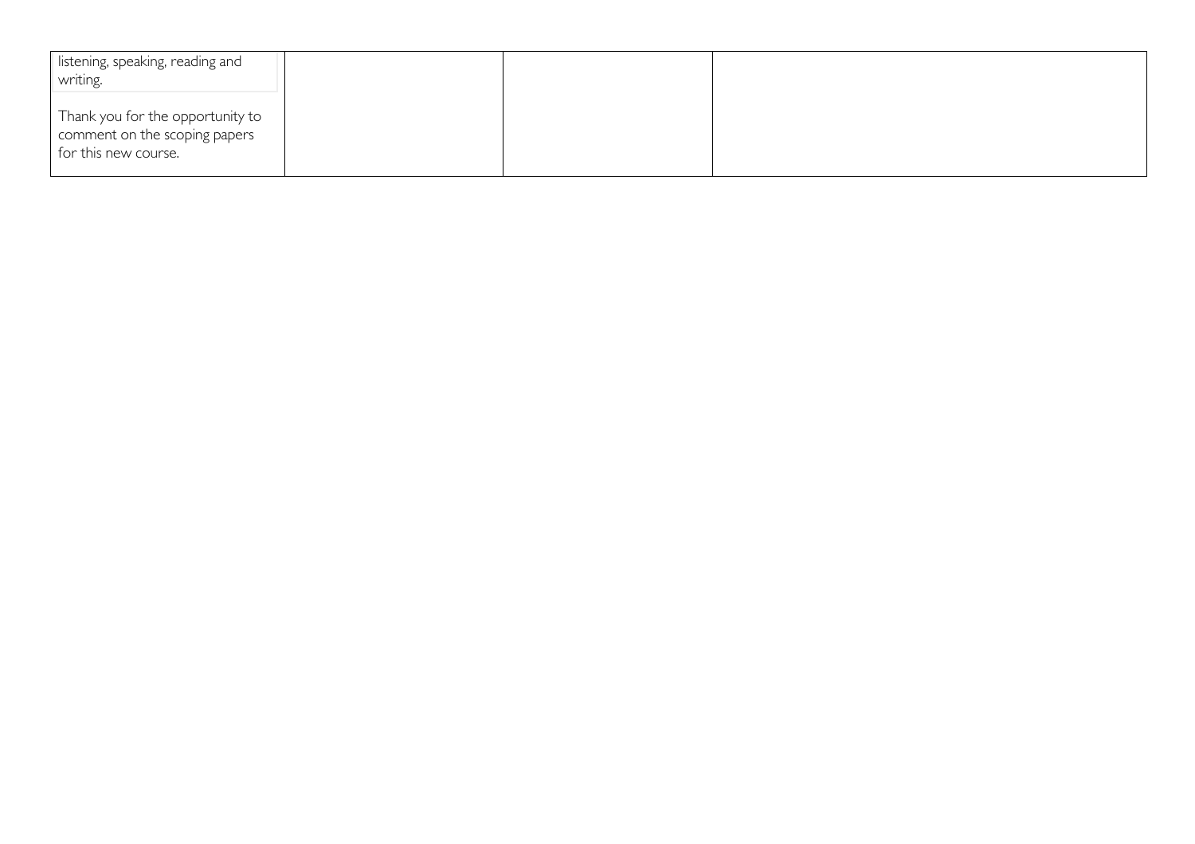| | | | |
|---|---|---|---|
| listening, speaking, reading and writing.<br><br>Thank you for the opportunity to comment on the scoping papers for this new course. | | | |